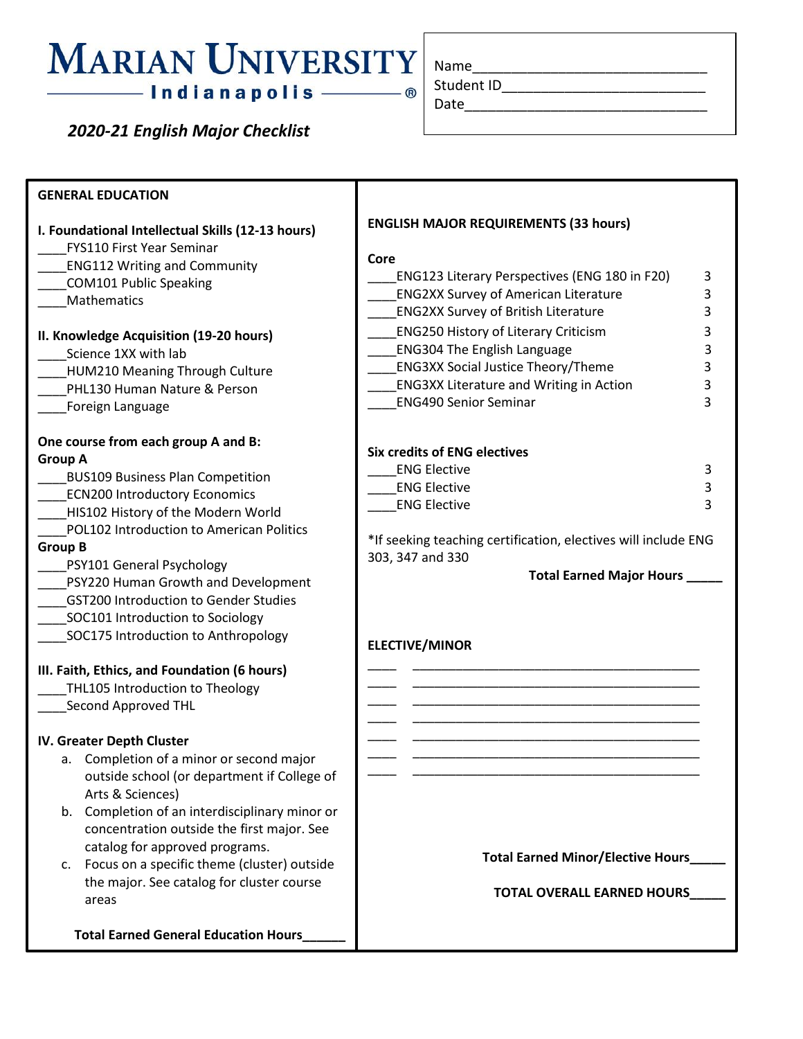# MARIAN UNIVERSITY

**Indianapolis**

***2020-21 English Major Checklist***

Name____________________________
Student ID_________________________
Date_____________________________

## GENERAL EDUCATION

**I. Foundational Intellectual Skills (12-13 hours)**

____FYS110 First Year Seminar
____ENG112 Writing and Community
____COM101 Public Speaking
____Mathematics

**II. Knowledge Acquisition (19-20 hours)**

____Science 1XX with lab
____HUM210 Meaning Through Culture
____PHL130 Human Nature & Person
____Foreign Language

**One course from each group A and B:**

**Group A**

____BUS109 Business Plan Competition
____ECN200 Introductory Economics
____HIS102 History of the Modern World
____POL102 Introduction to American Politics

**Group B**

____PSY101 General Psychology
____PSY220 Human Growth and Development
____GST200 Introduction to Gender Studies
____SOC101 Introduction to Sociology
____SOC175 Introduction to Anthropology

**III. Faith, Ethics, and Foundation (6 hours)**

____THL105 Introduction to Theology
____Second Approved THL

**IV. Greater Depth Cluster**

a. Completion of a minor or second major outside school (or department if College of Arts & Sciences)
b. Completion of an interdisciplinary minor or concentration outside the first major. See catalog for approved programs.
c. Focus on a specific theme (cluster) outside the major. See catalog for cluster course areas

**Total Earned General Education Hours______**

## ENGLISH MAJOR REQUIREMENTS (33 hours)

**Core**

| | |
|---|---|
| ____ENG123 Literary Perspectives (ENG 180 in F20) | 3 |
| ____ENG2XX Survey of American Literature | 3 |
| ____ENG2XX Survey of British Literature | 3 |
| ____ENG250 History of Literary Criticism | 3 |
| ____ENG304 The English Language | 3 |
| ____ENG3XX Social Justice Theory/Theme | 3 |
| ____ENG3XX Literature and Writing in Action | 3 |
| ____ENG490 Senior Seminar | 3 |

**Six credits of ENG electives**

| | |
|---|---|
| ____ENG Elective | 3 |
| ____ENG Elective | 3 |
| ____ENG Elective | 3 |

*If seeking teaching certification, electives will include ENG 303, 347 and 330

**Total Earned Major Hours _____**

## ELECTIVE/MINOR

____ ________________________________________
____ ________________________________________
____ ________________________________________
____ ________________________________________
____ ________________________________________
____ ________________________________________
____ ________________________________________

**Total Earned Minor/Elective Hours_____**

**TOTAL OVERALL EARNED HOURS_____**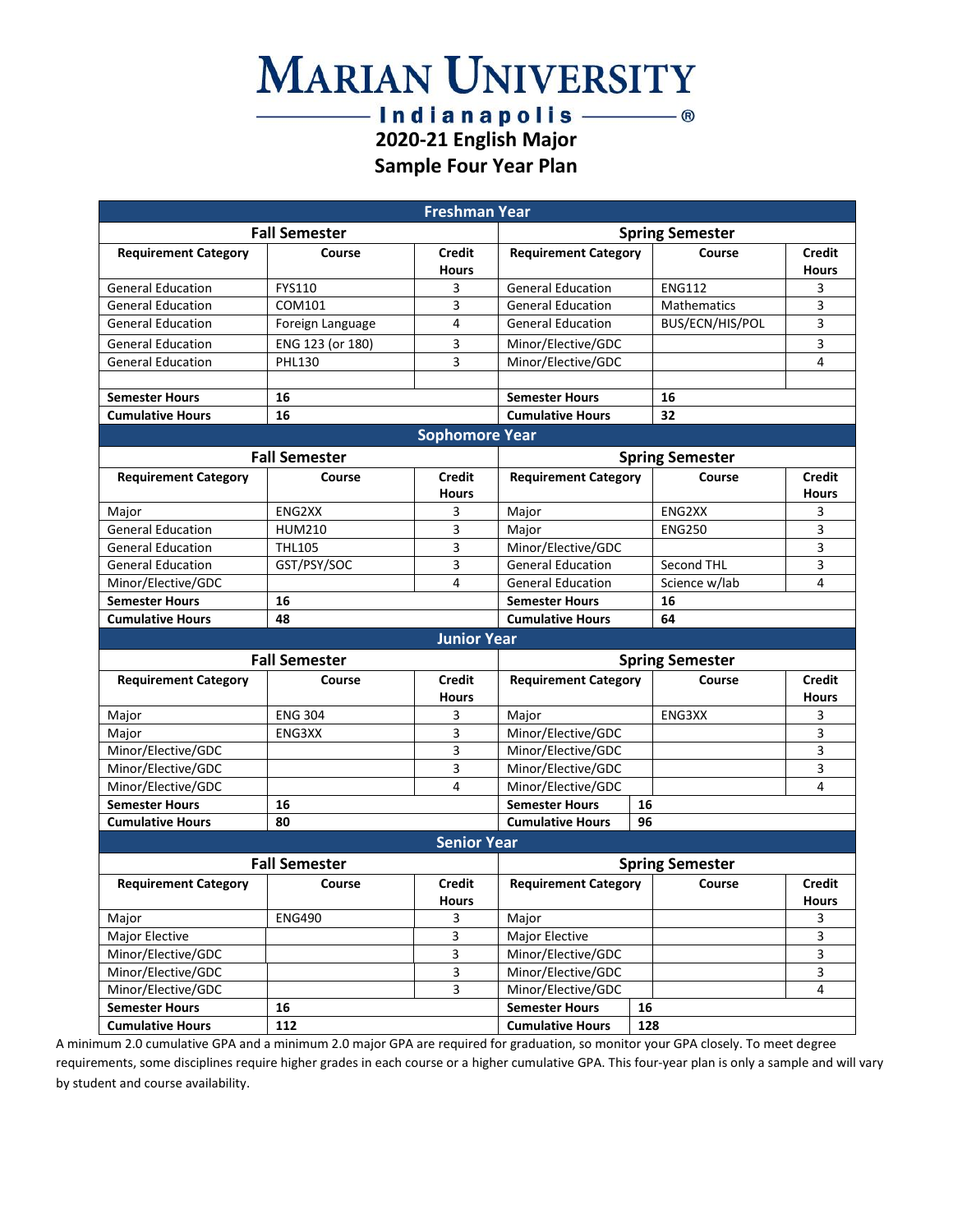# Marian University Indianapolis

## 2020-21 English Major

## Sample Four Year Plan

| Freshman Year | | | | | |
|---|---|---|---|---|---|
| **Fall Semester** | | | **Spring Semester** | | |
| **Requirement Category** | **Course** | **Credit Hours** | **Requirement Category** | **Course** | **Credit Hours** |
| General Education | FYS110 | 3 | General Education | ENG112 | 3 |
| General Education | COM101 | 3 | General Education | Mathematics | 3 |
| General Education | Foreign Language | 4 | General Education | BUS/ECN/HIS/POL | 3 |
| General Education | ENG 123 (or 180) | 3 | Minor/Elective/GDC | | 3 |
| General Education | PHL130 | 3 | Minor/Elective/GDC | | 4 |
| | | | | | |
| **Semester Hours** | **16** | | **Semester Hours** | **16** | |
| **Cumulative Hours** | **16** | | **Cumulative Hours** | **32** | |

| Sophomore Year | | | | | |
|---|---|---|---|---|---|
| **Fall Semester** | | | **Spring Semester** | | |
| **Requirement Category** | **Course** | **Credit Hours** | **Requirement Category** | **Course** | **Credit Hours** |
| Major | ENG2XX | 3 | Major | ENG2XX | 3 |
| General Education | HUM210 | 3 | Major | ENG250 | 3 |
| General Education | THL105 | 3 | Minor/Elective/GDC | | 3 |
| General Education | GST/PSY/SOC | 3 | General Education | Second THL | 3 |
| Minor/Elective/GDC | | 4 | General Education | Science w/lab | 4 |
| **Semester Hours** | **16** | | **Semester Hours** | **16** | |
| **Cumulative Hours** | **48** | | **Cumulative Hours** | **64** | |

| Junior Year | | | | | |
|---|---|---|---|---|---|
| **Fall Semester** | | | **Spring Semester** | | |
| **Requirement Category** | **Course** | **Credit Hours** | **Requirement Category** | **Course** | **Credit Hours** |
| Major | ENG 304 | 3 | Major | ENG3XX | 3 |
| Major | ENG3XX | 3 | Minor/Elective/GDC | | 3 |
| Minor/Elective/GDC | | 3 | Minor/Elective/GDC | | 3 |
| Minor/Elective/GDC | | 3 | Minor/Elective/GDC | | 3 |
| Minor/Elective/GDC | | 4 | Minor/Elective/GDC | | 4 |
| **Semester Hours** | **16** | | **Semester Hours** | **16** | |
| **Cumulative Hours** | **80** | | **Cumulative Hours** | **96** | |

| Senior Year | | | | | |
|---|---|---|---|---|---|
| **Fall Semester** | | | **Spring Semester** | | |
| **Requirement Category** | **Course** | **Credit Hours** | **Requirement Category** | **Course** | **Credit Hours** |
| Major | ENG490 | 3 | Major | | 3 |
| Major Elective | | 3 | Major Elective | | 3 |
| Minor/Elective/GDC | | 3 | Minor/Elective/GDC | | 3 |
| Minor/Elective/GDC | | 3 | Minor/Elective/GDC | | 3 |
| Minor/Elective/GDC | | 3 | Minor/Elective/GDC | | 4 |
| **Semester Hours** | **16** | | **Semester Hours** | **16** | |
| **Cumulative Hours** | **112** | | **Cumulative Hours** | **128** | |

A minimum 2.0 cumulative GPA and a minimum 2.0 major GPA are required for graduation, so monitor your GPA closely. To meet degree requirements, some disciplines require higher grades in each course or a higher cumulative GPA. This four-year plan is only a sample and will vary by student and course availability.